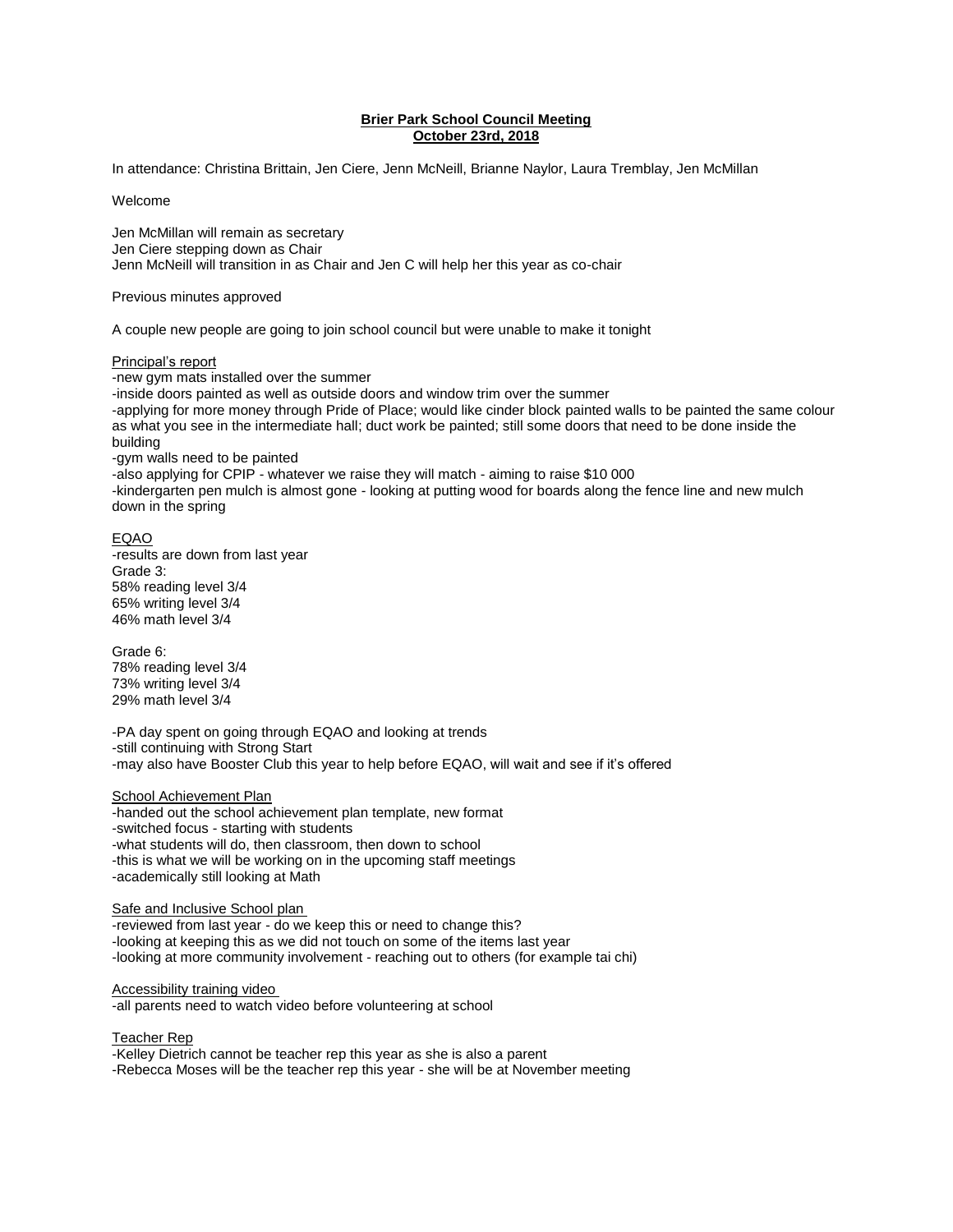**Brier Park School Council Meeting**
**October 23rd, 2018**

In attendance: Christina Brittain, Jen Ciere, Jenn McNeill, Brianne Naylor, Laura Tremblay, Jen McMillan

Welcome

Jen McMillan will remain as secretary
Jen Ciere stepping down as Chair
Jenn McNeill will transition in as Chair and Jen C will help her this year as co-chair

Previous minutes approved

A couple new people are going to join school council but were unable to make it tonight

Principal's report

-new gym mats installed over the summer
-inside doors painted as well as outside doors and window trim over the summer
-applying for more money through Pride of Place; would like cinder block painted walls to be painted the same colour as what you see in the intermediate hall; duct work be painted; still some doors that need to be done inside the building
-gym walls need to be painted
-also applying for CPIP - whatever we raise they will match - aiming to raise $10 000
-kindergarten pen mulch is almost gone - looking at putting wood for boards along the fence line and new mulch down in the spring

EQAO

-results are down from last year
Grade 3:
58% reading level 3/4
65% writing level 3/4
46% math level 3/4

Grade 6:
78% reading level 3/4
73% writing level 3/4
29% math level 3/4

-PA day spent on going through EQAO and looking at trends
-still continuing with Strong Start
-may also have Booster Club this year to help before EQAO, will wait and see if it's offered

School Achievement Plan

-handed out the school achievement plan template, new format
-switched focus - starting with students
-what students will do, then classroom, then down to school
-this is what we will be working on in the upcoming staff meetings
-academically still looking at Math

Safe and Inclusive School plan

-reviewed from last year - do we keep this or need to change this?
-looking at keeping this as we did not touch on some of the items last year
-looking at more community involvement - reaching out to others (for example tai chi)

Accessibility training video

-all parents need to watch video before volunteering at school

Teacher Rep

-Kelley Dietrich cannot be teacher rep this year as she is also a parent
-Rebecca Moses will be the teacher rep this year - she will be at November meeting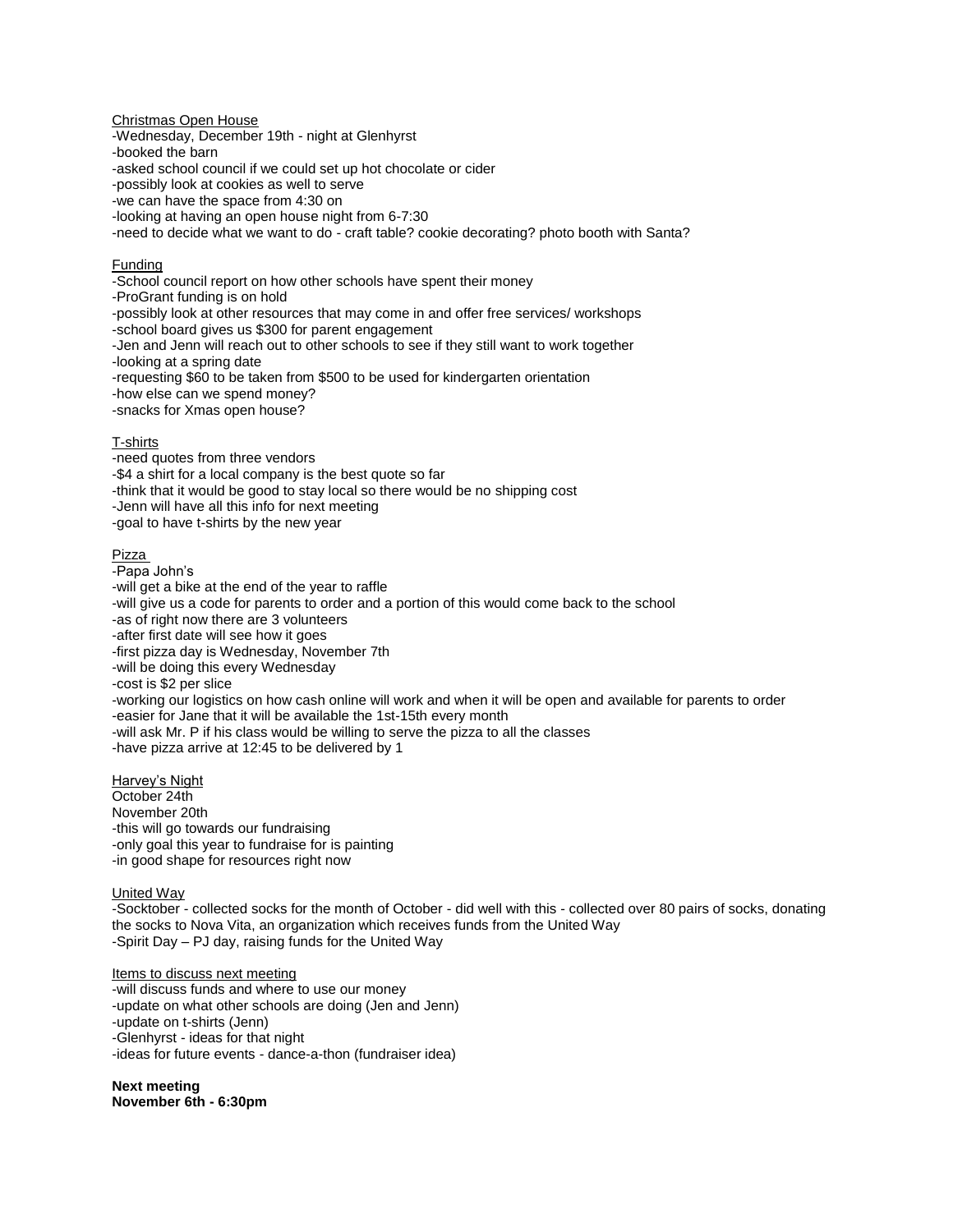Christmas Open House

-Wednesday, December 19th - night at Glenhyrst
-booked the barn
-asked school council if we could set up hot chocolate or cider
-possibly look at cookies as well to serve
-we can have the space from 4:30 on
-looking at having an open house night from 6-7:30
-need to decide what we want to do - craft table? cookie decorating? photo booth with Santa?

Funding

-School council report on how other schools have spent their money
-ProGrant funding is on hold
-possibly look at other resources that may come in and offer free services/ workshops
-school board gives us $300 for parent engagement
-Jen and Jenn will reach out to other schools to see if they still want to work together
-looking at a spring date
-requesting $60 to be taken from $500 to be used for kindergarten orientation
-how else can we spend money?
-snacks for Xmas open house?

T-shirts

-need quotes from three vendors
-$4 a shirt for a local company is the best quote so far
-think that it would be good to stay local so there would be no shipping cost
-Jenn will have all this info for next meeting
-goal to have t-shirts by the new year

Pizza

-Papa John's
-will get a bike at the end of the year to raffle
-will give us a code for parents to order and a portion of this would come back to the school
-as of right now there are 3 volunteers
-after first date will see how it goes
-first pizza day is Wednesday, November 7th
-will be doing this every Wednesday
-cost is $2 per slice
-working our logistics on how cash online will work and when it will be open and available for parents to order
-easier for Jane that it will be available the 1st-15th every month
-will ask Mr. P if his class would be willing to serve the pizza to all the classes
-have pizza arrive at 12:45 to be delivered by 1

Harvey's Night

October 24th
November 20th
-this will go towards our fundraising
-only goal this year to fundraise for is painting
-in good shape for resources right now

United Way

-Socktober - collected socks for the month of October - did well with this - collected over 80 pairs of socks, donating the socks to Nova Vita, an organization which receives funds from the United Way
-Spirit Day – PJ day, raising funds for the United Way

Items to discuss next meeting

-will discuss funds and where to use our money
-update on what other schools are doing (Jen and Jenn)
-update on t-shirts (Jenn)
-Glenhyrst - ideas for that night
-ideas for future events - dance-a-thon (fundraiser idea)

**Next meeting**
**November 6th - 6:30pm**